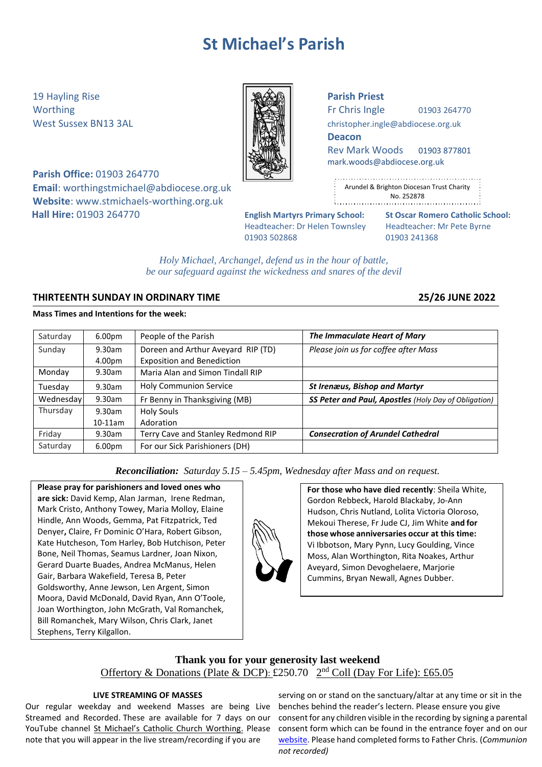# St Michael's Parish

19 Hayling Rise
Worthing
West Sussex BN13 3AL

**Parish Office:** 01903 264770
**Email**: worthingstmichael@abdiocese.org.uk
**Website**: www.stmichaels-worthing.org.uk
**Hall Hire:** 01903 264770

**Parish Priest**
Fr Chris Ingle 01903 264770
christopher.ingle@abdiocese.org.uk

**Deacon**
Rev Mark Woods 01903 877801
mark.woods@abdiocese.org.uk

Arundel & Brighton Diocesan Trust Charity No. 252878

**English Martyrs Primary School:**
Headteacher: Dr Helen Townsley
01903 502868

**St Oscar Romero Catholic School:**
Headteacher: Mr Pete Byrne
01903 241368

*Holy Michael, Archangel, defend us in the hour of battle,*
*be our safeguard against the wickedness and snares of the devil*

## THIRTEENTH SUNDAY IN ORDINARY TIME — 25/26 JUNE 2022

**Mass Times and Intentions for the week:**

| | | | |
|---|---|---|---|
| Saturday | 6.00pm | People of the Parish | ***The Immaculate Heart of Mary*** |
| Sunday | 9.30am<br>4.00pm | Doreen and Arthur Aveyard RIP (TD)<br>Exposition and Benediction | *Please join us for coffee after Mass* |
| Monday | 9.30am | Maria Alan and Simon Tindall RIP | |
| Tuesday | 9.30am | Holy Communion Service | ***St Irenæus, Bishop and Martyr*** |
| Wednesday | 9.30am | Fr Benny in Thanksgiving (MB) | ***SS Peter and Paul, Apostles*** *(Holy Day of Obligation)* |
| Thursday | 9.30am<br>10-11am | Holy Souls<br>Adoration | |
| Friday | 9.30am | Terry Cave and Stanley Redmond RIP | ***Consecration of Arundel Cathedral*** |
| Saturday | 6.00pm | For our Sick Parishioners (DH) | |

***Reconciliation:*** *Saturday 5.15 – 5.45pm, Wednesday after Mass and on request.*

**Please pray for parishioners and loved ones who are sick:** David Kemp, Alan Jarman, Irene Redman, Mark Cristo, Anthony Towey, Maria Molloy, Elaine Hindle, Ann Woods, Gemma, Pat Fitzpatrick, Ted Denyer**,** Claire, Fr Dominic O'Hara, Robert Gibson, Kate Hutcheson, Tom Harley, Bob Hutchison, Peter Bone, Neil Thomas, Seamus Lardner, Joan Nixon, Gerard Duarte Buades, Andrea McManus, Helen Gair, Barbara Wakefield, Teresa B, Peter Goldsworthy, Anne Jewson, Len Argent, Simon Moora, David McDonald, David Ryan, Ann O'Toole, Joan Worthington, John McGrath, Val Romanchek, Bill Romanchek, Mary Wilson, Chris Clark, Janet Stephens, Terry Kilgallon.

**For those who have died recently**: Sheila White, Gordon Rebbeck, Harold Blackaby, Jo-Ann Hudson, Chris Nutland, Lolita Victoria Oloroso, Mekoui Therese, Fr Jude CJ, Jim White **and for those whose anniversaries occur at this time:** Vi Ibbotson, Mary Pynn, Lucy Goulding, Vince Moss, Alan Worthington, Rita Noakes, Arthur Aveyard, Simon Devoghelaere, Marjorie Cummins, Bryan Newall, Agnes Dubber.

**Thank you for your generosity last weekend**

Offertory & Donations (Plate & DCP): £250.70 2nd Coll (Day For Life): £65.05

### LIVE STREAMING OF MASSES

Our regular weekday and weekend Masses are being Live Streamed and Recorded. These are available for 7 days on our YouTube channel St Michael's Catholic Church Worthing. Please note that you will appear in the live stream/recording if you are serving on or stand on the sanctuary/altar at any time or sit in the benches behind the reader's lectern. Please ensure you give consent for any children visible in the recording by signing a parental consent form which can be found in the entrance foyer and on our website. Please hand completed forms to Father Chris. (*Communion not recorded)*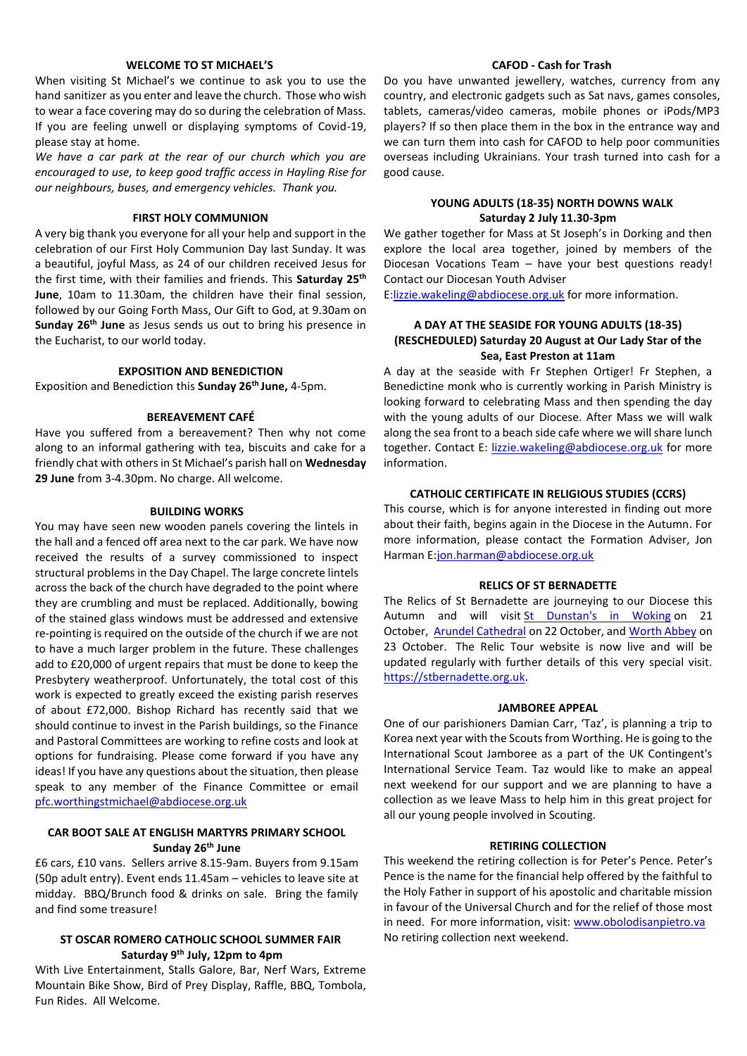### WELCOME TO ST MICHAEL'S

When visiting St Michael's we continue to ask you to use the hand sanitizer as you enter and leave the church. Those who wish to wear a face covering may do so during the celebration of Mass. If you are feeling unwell or displaying symptoms of Covid-19, please stay at home.

*We have a car park at the rear of our church which you are encouraged to use, to keep good traffic access in Hayling Rise for our neighbours, buses, and emergency vehicles. Thank you.*

### FIRST HOLY COMMUNION

A very big thank you everyone for all your help and support in the celebration of our First Holy Communion Day last Sunday. It was a beautiful, joyful Mass, as 24 of our children received Jesus for the first time, with their families and friends. This **Saturday 25th June**, 10am to 11.30am, the children have their final session, followed by our Going Forth Mass, Our Gift to God, at 9.30am on **Sunday 26th June** as Jesus sends us out to bring his presence in the Eucharist, to our world today.

### EXPOSITION AND BENEDICTION

Exposition and Benediction this **Sunday 26th June,** 4-5pm.

### BEREAVEMENT CAFÉ

Have you suffered from a bereavement? Then why not come along to an informal gathering with tea, biscuits and cake for a friendly chat with others in St Michael's parish hall on **Wednesday 29 June** from 3-4.30pm. No charge. All welcome.

### BUILDING WORKS

You may have seen new wooden panels covering the lintels in the hall and a fenced off area next to the car park. We have now received the results of a survey commissioned to inspect structural problems in the Day Chapel. The large concrete lintels across the back of the church have degraded to the point where they are crumbling and must be replaced. Additionally, bowing of the stained glass windows must be addressed and extensive re-pointing is required on the outside of the church if we are not to have a much larger problem in the future. These challenges add to £20,000 of urgent repairs that must be done to keep the Presbytery weatherproof. Unfortunately, the total cost of this work is expected to greatly exceed the existing parish reserves of about £72,000. Bishop Richard has recently said that we should continue to invest in the Parish buildings, so the Finance and Pastoral Committees are working to refine costs and look at options for fundraising. Please come forward if you have any ideas! If you have any questions about the situation, then please speak to any member of the Finance Committee or email pfc.worthingstmichael@abdiocese.org.uk

### CAR BOOT SALE AT ENGLISH MARTYRS PRIMARY SCHOOL
**Sunday 26th June**

£6 cars, £10 vans. Sellers arrive 8.15-9am. Buyers from 9.15am (50p adult entry). Event ends 11.45am – vehicles to leave site at midday. BBQ/Brunch food & drinks on sale. Bring the family and find some treasure!

### ST OSCAR ROMERO CATHOLIC SCHOOL SUMMER FAIR
**Saturday 9th July, 12pm to 4pm**

With Live Entertainment, Stalls Galore, Bar, Nerf Wars, Extreme Mountain Bike Show, Bird of Prey Display, Raffle, BBQ, Tombola, Fun Rides. All Welcome.

### CAFOD - Cash for Trash

Do you have unwanted jewellery, watches, currency from any country, and electronic gadgets such as Sat navs, games consoles, tablets, cameras/video cameras, mobile phones or iPods/MP3 players? If so then place them in the box in the entrance way and we can turn them into cash for CAFOD to help poor communities overseas including Ukrainians. Your trash turned into cash for a good cause.

### YOUNG ADULTS (18-35) NORTH DOWNS WALK
**Saturday 2 July 11.30-3pm**

We gather together for Mass at St Joseph's in Dorking and then explore the local area together, joined by members of the Diocesan Vocations Team – have your best questions ready! Contact our Diocesan Youth Adviser E:lizzie.wakeling@abdiocese.org.uk for more information.

### A DAY AT THE SEASIDE FOR YOUNG ADULTS (18-35) (RESCHEDULED) Saturday 20 August at Our Lady Star of the Sea, East Preston at 11am

A day at the seaside with Fr Stephen Ortiger! Fr Stephen, a Benedictine monk who is currently working in Parish Ministry is looking forward to celebrating Mass and then spending the day with the young adults of our Diocese. After Mass we will walk along the sea front to a beach side cafe where we will share lunch together. Contact E: lizzie.wakeling@abdiocese.org.uk for more information.

### CATHOLIC CERTIFICATE IN RELIGIOUS STUDIES (CCRS)

This course, which is for anyone interested in finding out more about their faith, begins again in the Diocese in the Autumn. For more information, please contact the Formation Adviser, Jon Harman E:jon.harman@abdiocese.org.uk

### RELICS OF ST BERNADETTE

The Relics of St Bernadette are journeying to our Diocese this Autumn and will visit St Dunstan's in Woking on 21 October, Arundel Cathedral on 22 October, and Worth Abbey on 23 October. The Relic Tour website is now live and will be updated regularly with further details of this very special visit. https://stbernadette.org.uk.

### JAMBOREE APPEAL

One of our parishioners Damian Carr, 'Taz', is planning a trip to Korea next year with the Scouts from Worthing. He is going to the International Scout Jamboree as a part of the UK Contingent's International Service Team. Taz would like to make an appeal next weekend for our support and we are planning to have a collection as we leave Mass to help him in this great project for all our young people involved in Scouting.

### RETIRING COLLECTION

This weekend the retiring collection is for Peter's Pence. Peter's Pence is the name for the financial help offered by the faithful to the Holy Father in support of his apostolic and charitable mission in favour of the Universal Church and for the relief of those most in need. For more information, visit: www.obolodisanpietro.va

No retiring collection next weekend.